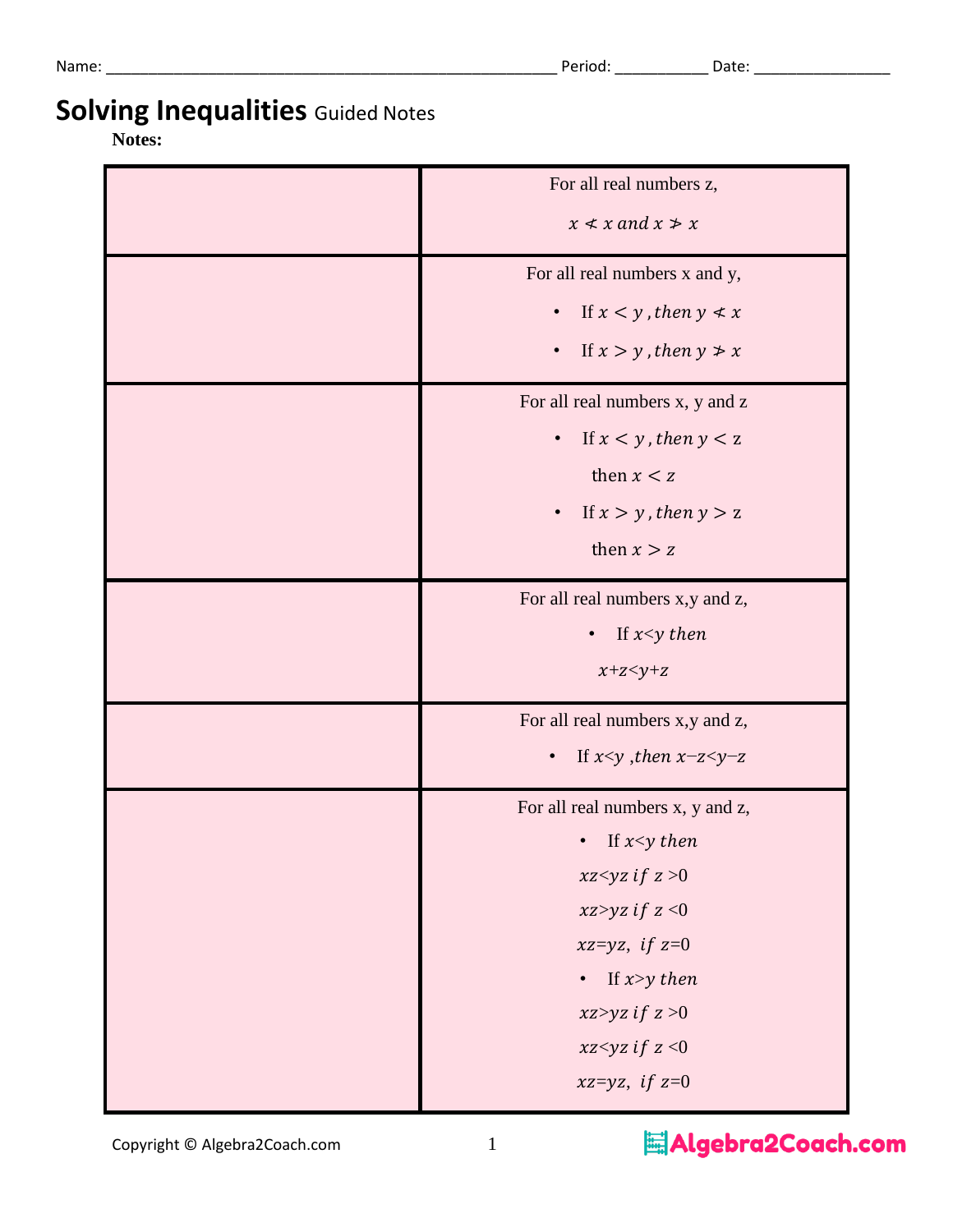Name: ______________________________________________________ Period: ___________ Date: ________________

# Solving Inequalities Guided Notes

**Notes:**

| | |
|---|---|
| | For all real numbers z,<br>$x \nless x$ *and* $x \ngtr x$ |
| | For all real numbers x and y,<br>• If $x < y$ *, then* $y \nless x$<br>• If $x > y$ *, then* $y \ngtr x$ |
| | For all real numbers x, y and z<br>• If $x < y$ *, then* $y <$ z<br>then $x < z$<br>• If $x > y$ *, then* $y >$ z<br>then $x > z$ |
| | For all real numbers x,y and z,<br>• If $x<y$ *then*<br>$x+z<y+z$ |
| | For all real numbers x,y and z,<br>• If $x<y$ *,then* $x-z<y-z$ |
| | For all real numbers x, y and z,<br>• If $x<y$ *then*<br>$xz<yz$ *if* $z>0$<br>$xz>yz$ *if* $z<0$<br>$xz=yz$, *if* $z=0$<br>• If $x>y$ *then*<br>$xz>yz$ *if* $z>0$<br>$xz<yz$ *if* $z<0$<br>$xz=yz$, *if* $z=0$ |

Copyright © Algebra2Coach.com

Algebra2Coach.com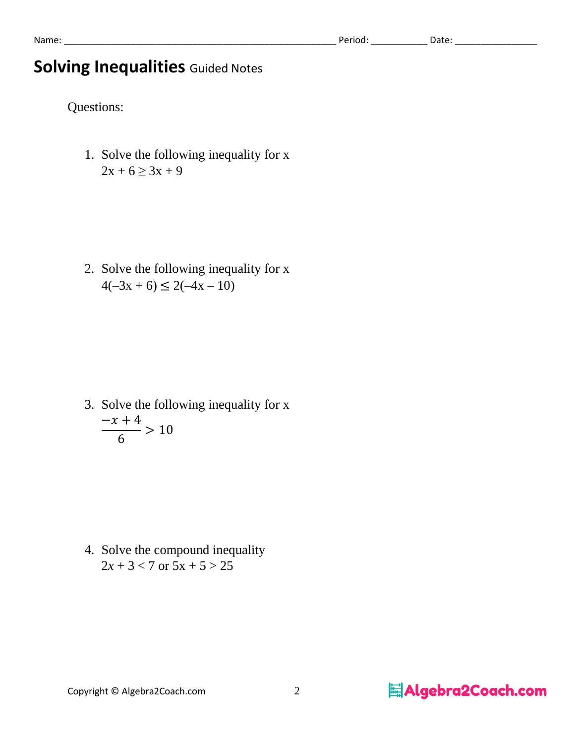Name: \_\_\_\_\_\_\_\_\_\_\_\_\_\_\_\_\_\_\_\_ Period: \_\_\_\_\_\_\_\_ Date: \_\_\_\_\_\_\_\_\_\_\_\_

# Solving Inequalities Guided Notes

Questions:

1. Solve the following inequality for x
   $2x + 6 \geq 3x + 9$

2. Solve the following inequality for x
   $4(-3x + 6) \leq 2(-4x - 10)$

3. Solve the following inequality for x
   $\frac{-x + 4}{6} > 10$

4. Solve the compound inequality
   $2x + 3 < 7$ or $5x + 5 > 25$

Copyright © Algebra2Coach.com

Algebra2Coach.com